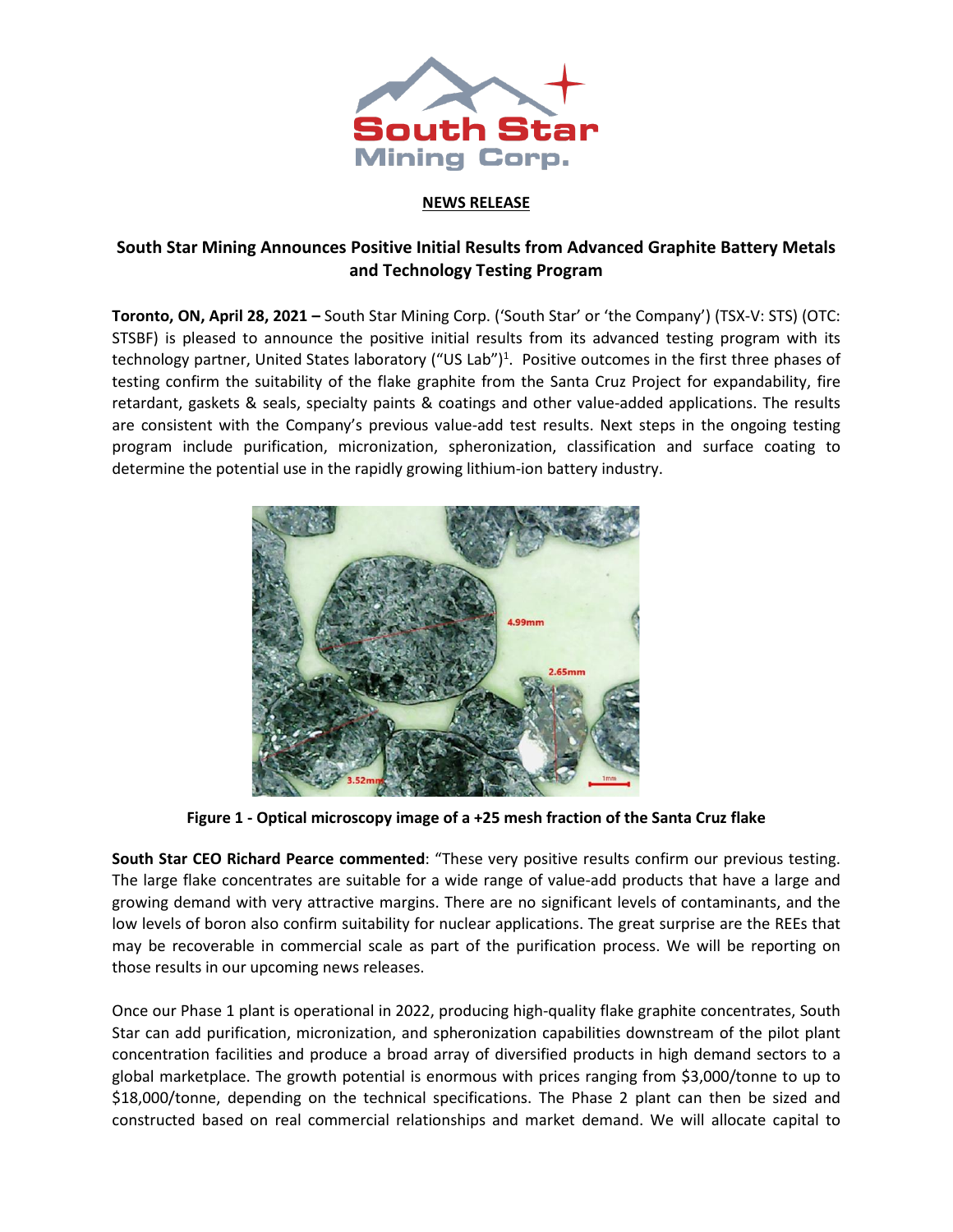**NEWS RELEASE**

# South Star Mining Announces Positive Initial Results from Advanced Graphite Battery Metals and Technology Testing Program

**Toronto, ON, April 28, 2021 –** South Star Mining Corp. ('South Star' or 'the Company') (TSX-V: STS) (OTC: STSBF) is pleased to announce the positive initial results from its advanced testing program with its technology partner, United States laboratory ("US Lab")[1]. Positive outcomes in the first three phases of testing confirm the suitability of the flake graphite from the Santa Cruz Project for expandability, fire retardant, gaskets & seals, specialty paints & coatings and other value-added applications. The results are consistent with the Company's previous value-add test results. Next steps in the ongoing testing program include purification, micronization, spheronization, classification and surface coating to determine the potential use in the rapidly growing lithium-ion battery industry.

**Figure 1 - Optical microscopy image of a +25 mesh fraction of the Santa Cruz flake**

**South Star CEO Richard Pearce commented**: "These very positive results confirm our previous testing. The large flake concentrates are suitable for a wide range of value-add products that have a large and growing demand with very attractive margins. There are no significant levels of contaminants, and the low levels of boron also confirm suitability for nuclear applications. The great surprise are the REEs that may be recoverable in commercial scale as part of the purification process. We will be reporting on those results in our upcoming news releases.

Once our Phase 1 plant is operational in 2022, producing high-quality flake graphite concentrates, South Star can add purification, micronization, and spheronization capabilities downstream of the pilot plant concentration facilities and produce a broad array of diversified products in high demand sectors to a global marketplace. The growth potential is enormous with prices ranging from $3,000/tonne to up to $18,000/tonne, depending on the technical specifications. The Phase 2 plant can then be sized and constructed based on real commercial relationships and market demand. We will allocate capital to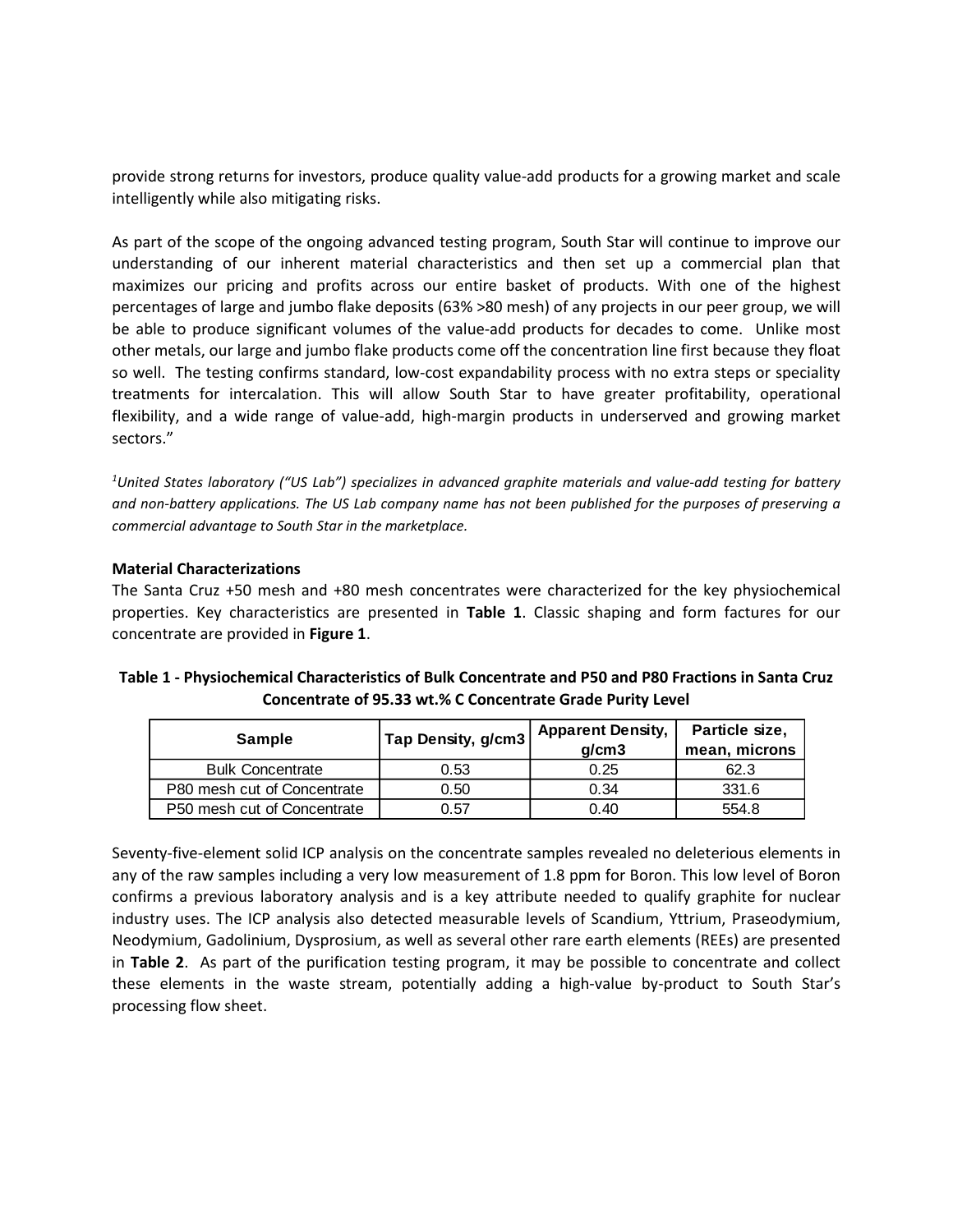provide strong returns for investors, produce quality value-add products for a growing market and scale intelligently while also mitigating risks.

As part of the scope of the ongoing advanced testing program, South Star will continue to improve our understanding of our inherent material characteristics and then set up a commercial plan that maximizes our pricing and profits across our entire basket of products. With one of the highest percentages of large and jumbo flake deposits (63% >80 mesh) of any projects in our peer group, we will be able to produce significant volumes of the value-add products for decades to come. Unlike most other metals, our large and jumbo flake products come off the concentration line first because they float so well. The testing confirms standard, low-cost expandability process with no extra steps or speciality treatments for intercalation. This will allow South Star to have greater profitability, operational flexibility, and a wide range of value-add, high-margin products in underserved and growing market sectors."

*[1]United States laboratory ("US Lab") specializes in advanced graphite materials and value-add testing for battery and non-battery applications. The US Lab company name has not been published for the purposes of preserving a commercial advantage to South Star in the marketplace.*

**Material Characterizations**

The Santa Cruz +50 mesh and +80 mesh concentrates were characterized for the key physiochemical properties. Key characteristics are presented in **Table 1**. Classic shaping and form factures for our concentrate are provided in **Figure 1**.

**Table 1 - Physiochemical Characteristics of Bulk Concentrate and P50 and P80 Fractions in Santa Cruz Concentrate of 95.33 wt.% C Concentrate Grade Purity Level**

| Sample | Tap Density, g/cm3 | Apparent Density, g/cm3 | Particle size, mean, microns |
|---|---|---|---|
| Bulk Concentrate | 0.53 | 0.25 | 62.3 |
| P80 mesh cut of Concentrate | 0.50 | 0.34 | 331.6 |
| P50 mesh cut of Concentrate | 0.57 | 0.40 | 554.8 |

Seventy-five-element solid ICP analysis on the concentrate samples revealed no deleterious elements in any of the raw samples including a very low measurement of 1.8 ppm for Boron. This low level of Boron confirms a previous laboratory analysis and is a key attribute needed to qualify graphite for nuclear industry uses. The ICP analysis also detected measurable levels of Scandium, Yttrium, Praseodymium, Neodymium, Gadolinium, Dysprosium, as well as several other rare earth elements (REEs) are presented in **Table 2**. As part of the purification testing program, it may be possible to concentrate and collect these elements in the waste stream, potentially adding a high-value by-product to South Star's processing flow sheet.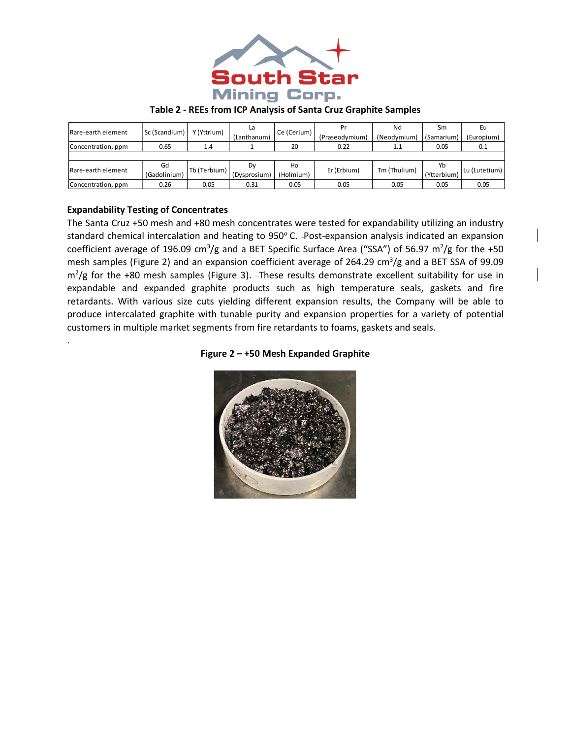**Table 2 - REEs from ICP Analysis of Santa Cruz Graphite Samples**

| Rare-earth element | Sc (Scandium) | Y (Yttrium) | La (Lanthanum) | Ce (Cerium) | Pr (Praseodymium) | Nd (Neodymium) | Sm (Samarium) | Eu (Europium) |
|---|---|---|---|---|---|---|---|---|
| Concentration, ppm | 0.65 | 1.4 | 1 | 20 | 0.22 | 1.1 | 0.05 | 0.1 |
| | | | | | | | | |
| Rare-earth element | Gd (Gadolinium) | Tb (Terbium) | Dy (Dysprosium) | Ho (Holmium) | Er (Erbium) | Tm (Thulium) | Yb (Ytterbium) | Lu (Lutetium) |
| Concentration, ppm | 0.26 | 0.05 | 0.31 | 0.05 | 0.05 | 0.05 | 0.05 | 0.05 |

**Expandability Testing of Concentrates**

The Santa Cruz +50 mesh and +80 mesh concentrates were tested for expandability utilizing an industry standard chemical intercalation and heating to 950° C. Post-expansion analysis indicated an expansion coefficient average of 196.09 $cm^3/g$ and a BET Specific Surface Area ("SSA") of 56.97 $m^2/g$ for the +50 mesh samples (Figure 2) and an expansion coefficient average of 264.29 $cm^3/g$ and a BET SSA of 99.09 $m^2/g$ for the +80 mesh samples (Figure 3). These results demonstrate excellent suitability for use in expandable and expanded graphite products such as high temperature seals, gaskets and fire retardants. With various size cuts yielding different expansion results, the Company will be able to produce intercalated graphite with tunable purity and expansion properties for a variety of potential customers in multiple market segments from fire retardants to foams, gaskets and seals.

**Figure 2 – +50 Mesh Expanded Graphite**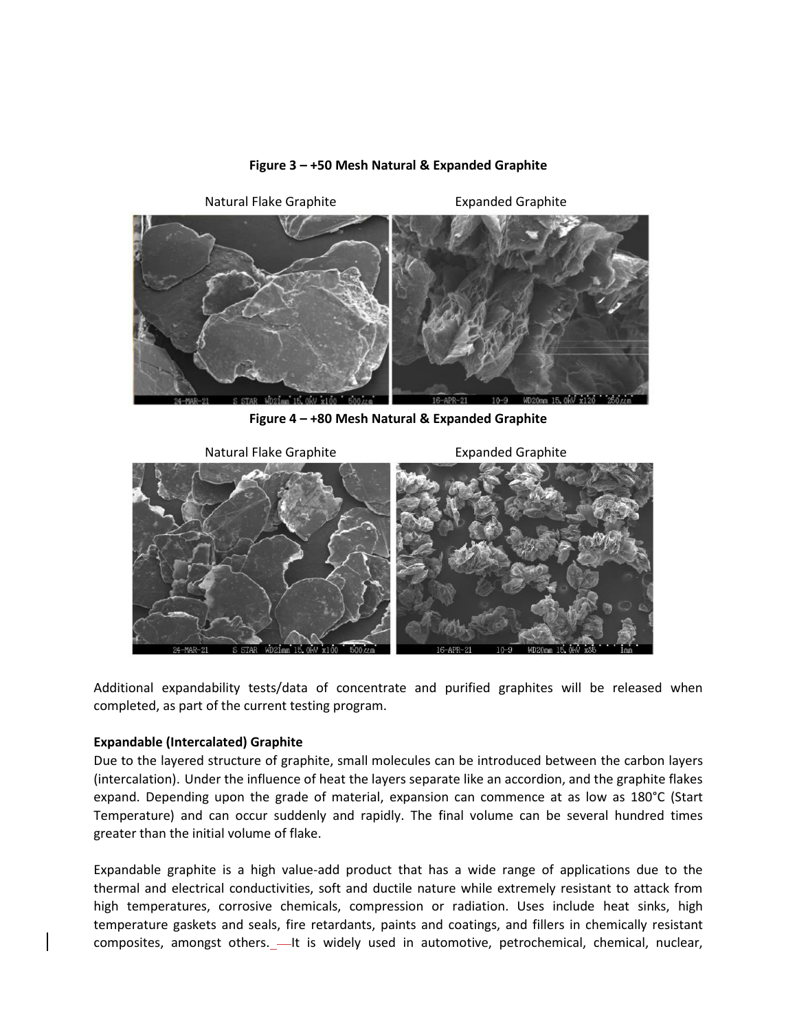**Figure 3 – +50 Mesh Natural & Expanded Graphite**

Natural Flake Graphite | Expanded Graphite

**Figure 4 – +80 Mesh Natural & Expanded Graphite**

Natural Flake Graphite | Expanded Graphite

Additional expandability tests/data of concentrate and purified graphites will be released when completed, as part of the current testing program.

**Expandable (Intercalated) Graphite**

Due to the layered structure of graphite, small molecules can be introduced between the carbon layers (intercalation). Under the influence of heat the layers separate like an accordion, and the graphite flakes expand. Depending upon the grade of material, expansion can commence at as low as 180°C (Start Temperature) and can occur suddenly and rapidly. The final volume can be several hundred times greater than the initial volume of flake.

Expandable graphite is a high value-add product that has a wide range of applications due to the thermal and electrical conductivities, soft and ductile nature while extremely resistant to attack from high temperatures, corrosive chemicals, compression or radiation. Uses include heat sinks, high temperature gaskets and seals, fire retardants, paints and coatings, and fillers in chemically resistant composites, amongst others. It is widely used in automotive, petrochemical, chemical, nuclear,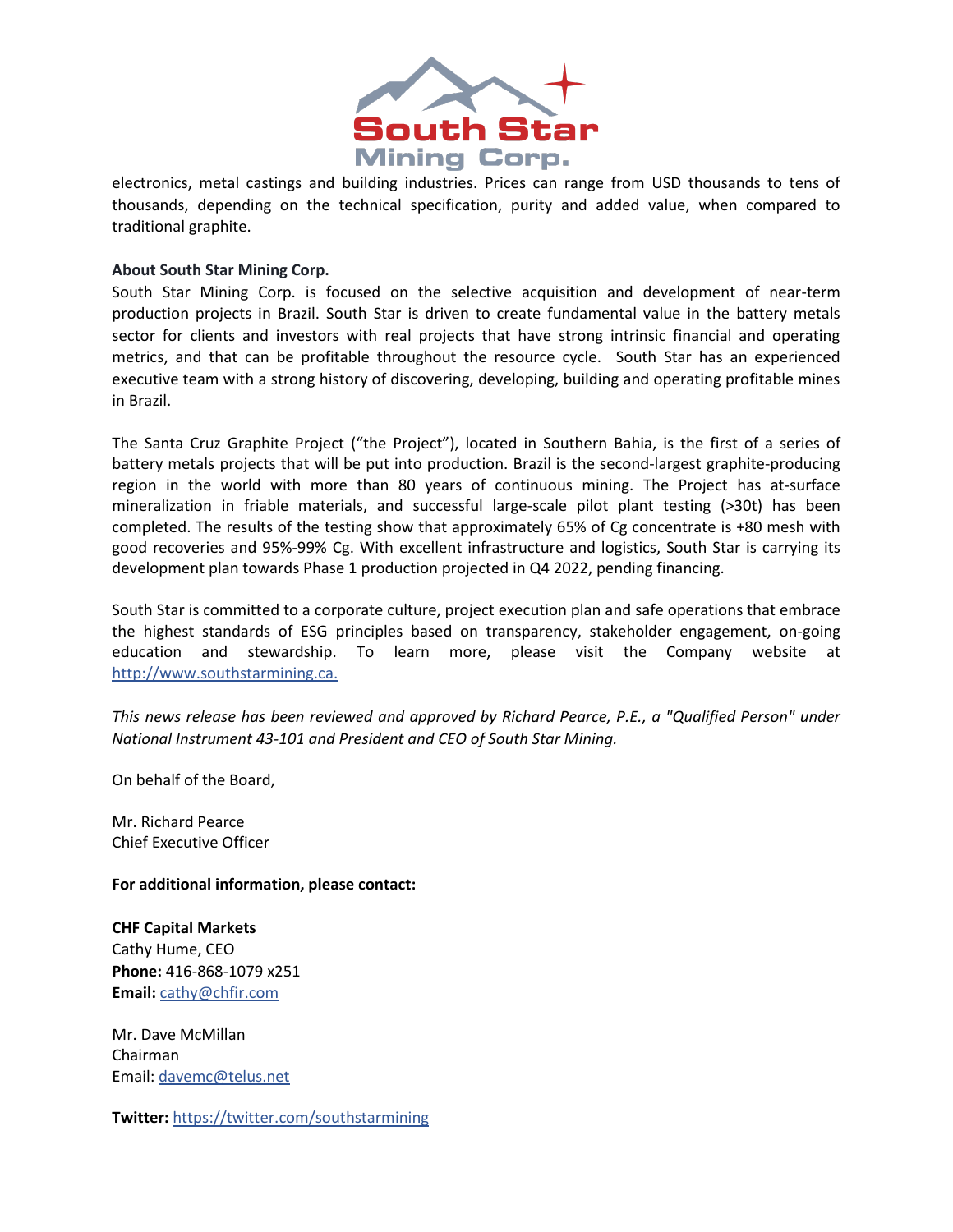electronics, metal castings and building industries. Prices can range from USD thousands to tens of thousands, depending on the technical specification, purity and added value, when compared to traditional graphite.

**About South Star Mining Corp.**

South Star Mining Corp. is focused on the selective acquisition and development of near-term production projects in Brazil. South Star is driven to create fundamental value in the battery metals sector for clients and investors with real projects that have strong intrinsic financial and operating metrics, and that can be profitable throughout the resource cycle. South Star has an experienced executive team with a strong history of discovering, developing, building and operating profitable mines in Brazil.

The Santa Cruz Graphite Project ("the Project"), located in Southern Bahia, is the first of a series of battery metals projects that will be put into production. Brazil is the second-largest graphite-producing region in the world with more than 80 years of continuous mining. The Project has at-surface mineralization in friable materials, and successful large-scale pilot plant testing (>30t) has been completed. The results of the testing show that approximately 65% of Cg concentrate is +80 mesh with good recoveries and 95%-99% Cg. With excellent infrastructure and logistics, South Star is carrying its development plan towards Phase 1 production projected in Q4 2022, pending financing.

South Star is committed to a corporate culture, project execution plan and safe operations that embrace the highest standards of ESG principles based on transparency, stakeholder engagement, on-going education and stewardship. To learn more, please visit the Company website at http://www.southstarmining.ca.

*This news release has been reviewed and approved by Richard Pearce, P.E., a "Qualified Person" under National Instrument 43-101 and President and CEO of South Star Mining.*

On behalf of the Board,

Mr. Richard Pearce
Chief Executive Officer

**For additional information, please contact:**

**CHF Capital Markets**
Cathy Hume, CEO
**Phone:** 416-868-1079 x251
**Email:** cathy@chfir.com

Mr. Dave McMillan
Chairman
Email: davemc@telus.net

**Twitter:** https://twitter.com/southstarmining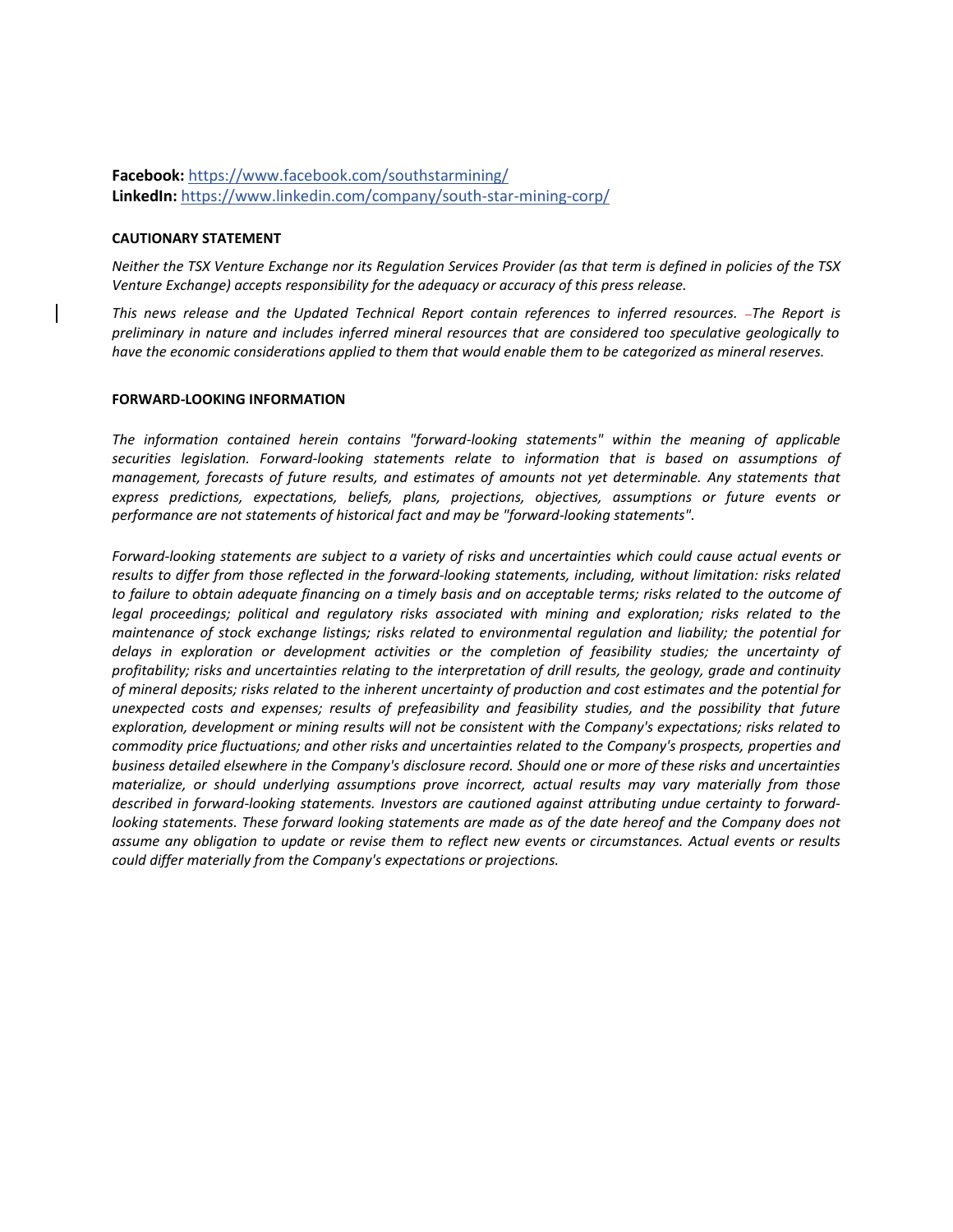**Facebook:** https://www.facebook.com/southstarmining/
**LinkedIn:** https://www.linkedin.com/company/south-star-mining-corp/

**CAUTIONARY STATEMENT**

*Neither the TSX Venture Exchange nor its Regulation Services Provider (as that term is defined in policies of the TSX Venture Exchange) accepts responsibility for the adequacy or accuracy of this press release.*

*This news release and the Updated Technical Report contain references to inferred resources. The Report is preliminary in nature and includes inferred mineral resources that are considered too speculative geologically to have the economic considerations applied to them that would enable them to be categorized as mineral reserves.*

**FORWARD-LOOKING INFORMATION**

*The information contained herein contains "forward-looking statements" within the meaning of applicable securities legislation. Forward-looking statements relate to information that is based on assumptions of management, forecasts of future results, and estimates of amounts not yet determinable. Any statements that express predictions, expectations, beliefs, plans, projections, objectives, assumptions or future events or performance are not statements of historical fact and may be "forward-looking statements".*

*Forward-looking statements are subject to a variety of risks and uncertainties which could cause actual events or results to differ from those reflected in the forward-looking statements, including, without limitation: risks related to failure to obtain adequate financing on a timely basis and on acceptable terms; risks related to the outcome of legal proceedings; political and regulatory risks associated with mining and exploration; risks related to the maintenance of stock exchange listings; risks related to environmental regulation and liability; the potential for delays in exploration or development activities or the completion of feasibility studies; the uncertainty of profitability; risks and uncertainties relating to the interpretation of drill results, the geology, grade and continuity of mineral deposits; risks related to the inherent uncertainty of production and cost estimates and the potential for unexpected costs and expenses; results of prefeasibility and feasibility studies, and the possibility that future exploration, development or mining results will not be consistent with the Company's expectations; risks related to commodity price fluctuations; and other risks and uncertainties related to the Company's prospects, properties and business detailed elsewhere in the Company's disclosure record. Should one or more of these risks and uncertainties materialize, or should underlying assumptions prove incorrect, actual results may vary materially from those described in forward-looking statements. Investors are cautioned against attributing undue certainty to forward-looking statements. These forward looking statements are made as of the date hereof and the Company does not assume any obligation to update or revise them to reflect new events or circumstances. Actual events or results could differ materially from the Company's expectations or projections.*